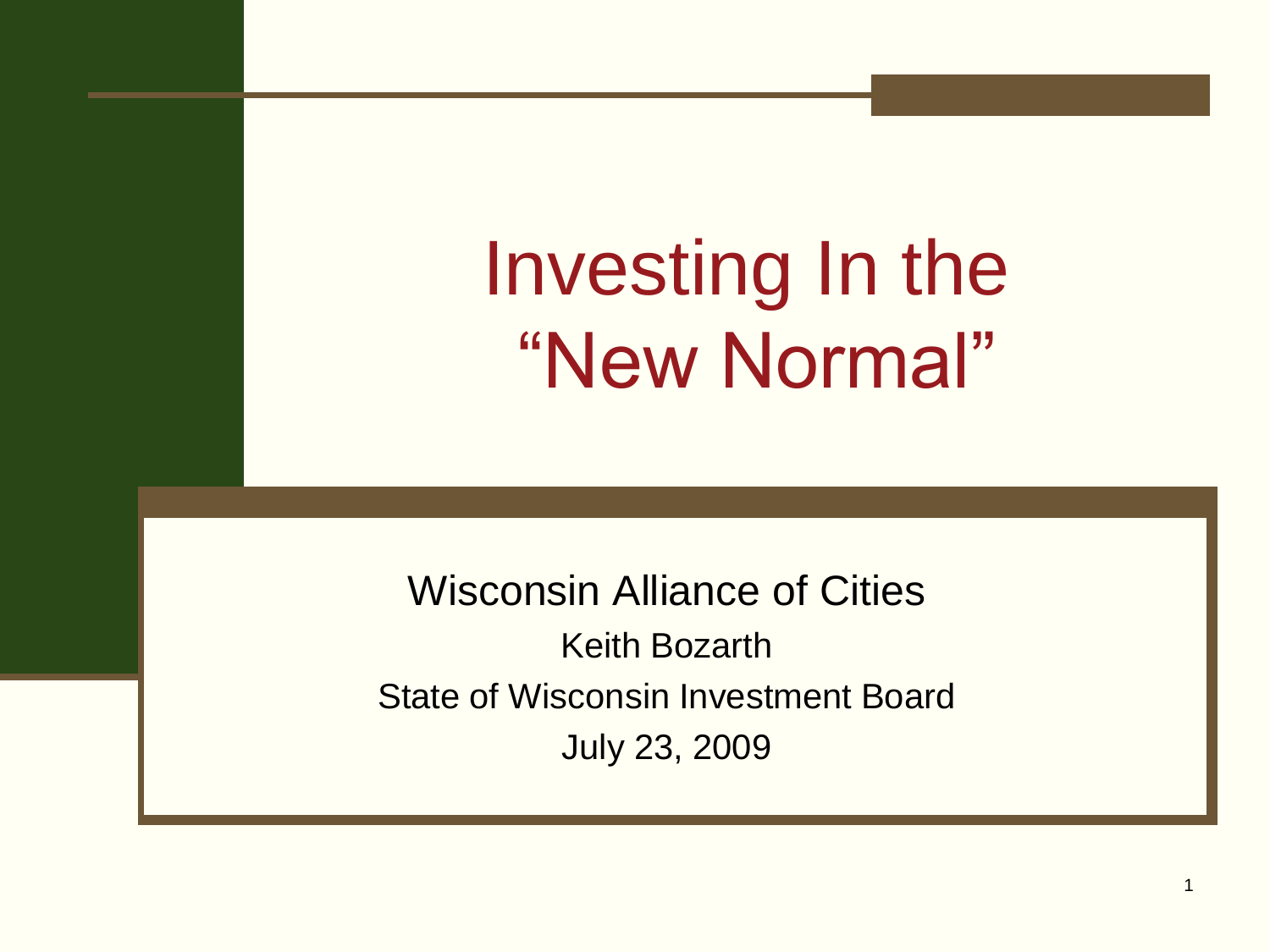# Investing In the "New Normal"

Wisconsin Alliance of Cities

Keith Bozarth

State of Wisconsin Investment Board

July 23, 2009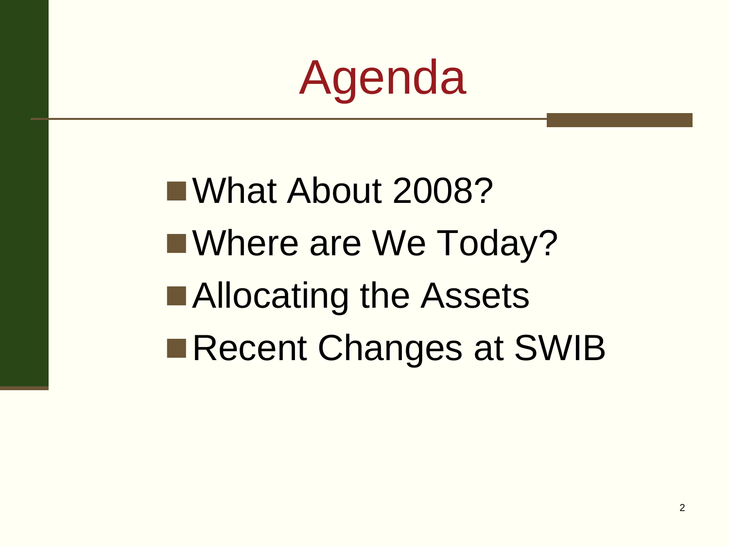# Agenda

- What About 2008?
- Where are We Today?
- Allocating the Assets
- Recent Changes at SWIB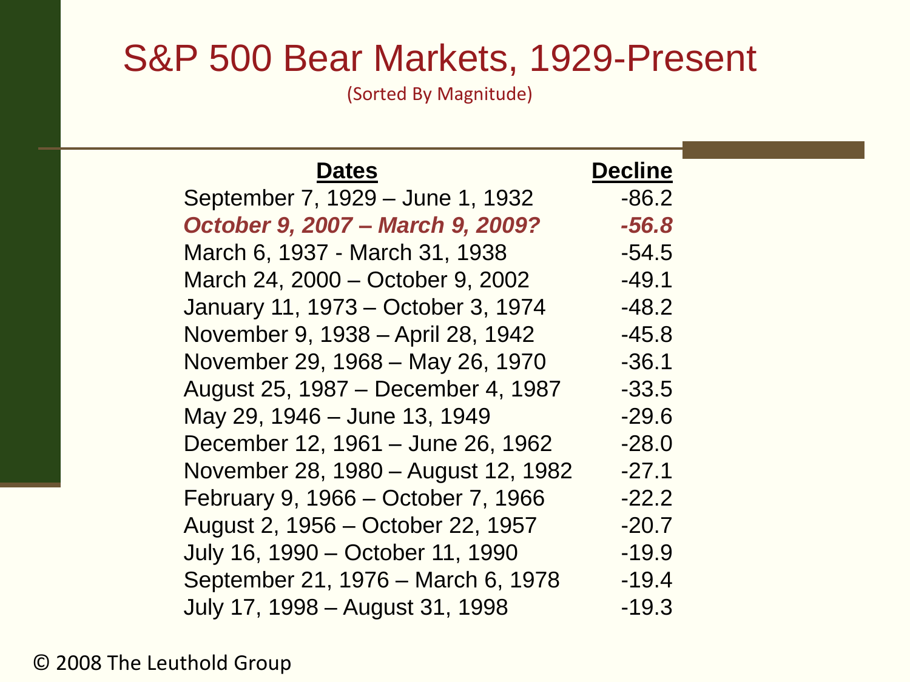# S&P 500 Bear Markets, 1929-Present

(Sorted By Magnitude)

| Dates | Decline |
|---|---|
| September 7, 1929 – June 1, 1932 | -86.2 |
| ***October 9, 2007 – March 9, 2009?*** | ***-56.8*** |
| March 6, 1937 - March 31, 1938 | -54.5 |
| March 24, 2000 – October 9, 2002 | -49.1 |
| January 11, 1973 – October 3, 1974 | -48.2 |
| November 9, 1938 – April 28, 1942 | -45.8 |
| November 29, 1968 – May 26, 1970 | -36.1 |
| August 25, 1987 – December 4, 1987 | -33.5 |
| May 29, 1946 – June 13, 1949 | -29.6 |
| December 12, 1961 – June 26, 1962 | -28.0 |
| November 28, 1980 – August 12, 1982 | -27.1 |
| February 9, 1966 – October 7, 1966 | -22.2 |
| August 2, 1956 – October 22, 1957 | -20.7 |
| July 16, 1990 – October 11, 1990 | -19.9 |
| September 21, 1976 – March 6, 1978 | -19.4 |
| July 17, 1998 – August 31, 1998 | -19.3 |

© 2008 The Leuthold Group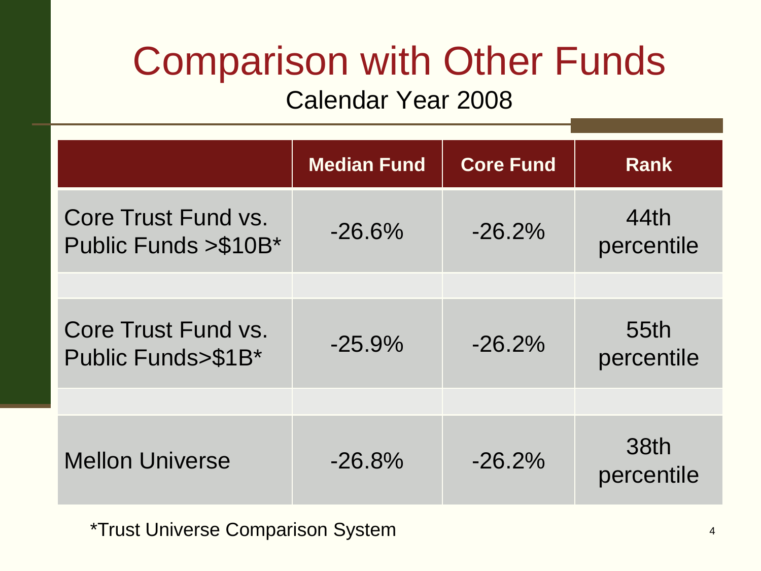# Comparison with Other Funds

Calendar Year 2008

| | Median Fund | Core Fund | Rank |
|---|---|---|---|
| Core Trust Fund vs. Public Funds >$10B* | -26.6% | -26.2% | 44th percentile |
| Core Trust Fund vs. Public Funds>$1B* | -25.9% | -26.2% | 55th percentile |
| Mellon Universe | -26.8% | -26.2% | 38th percentile |

*Trust Universe Comparison System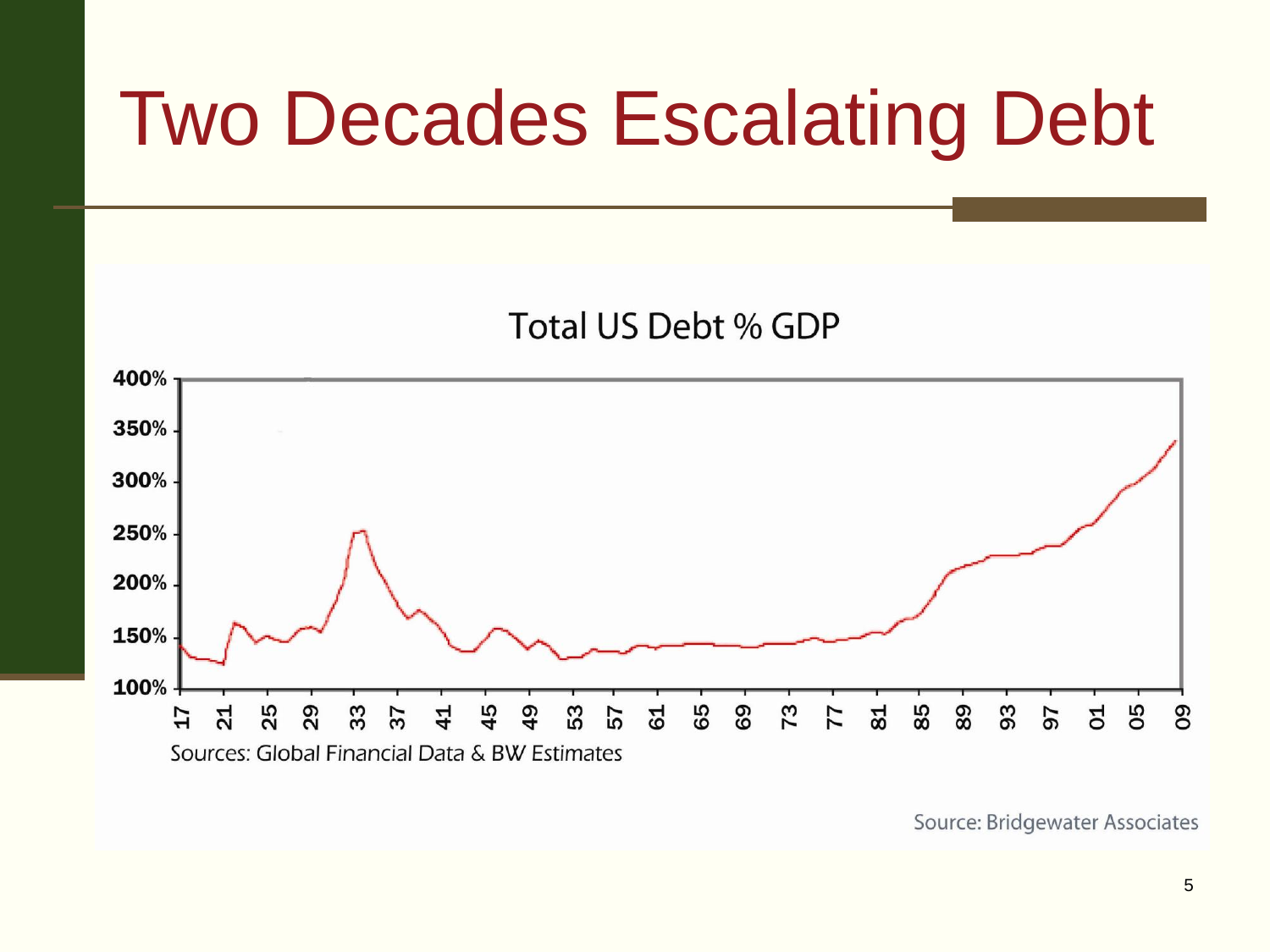# Two Decades Escalating Debt

Total US Debt % GDP

Sources: Global Financial Data & BW Estimates

Source: Bridgewater Associates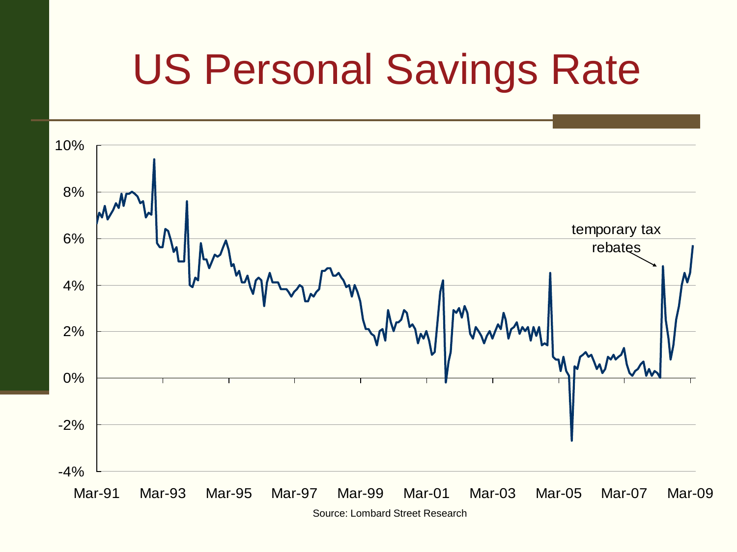# US Personal Savings Rate

Source: Lombard Street Research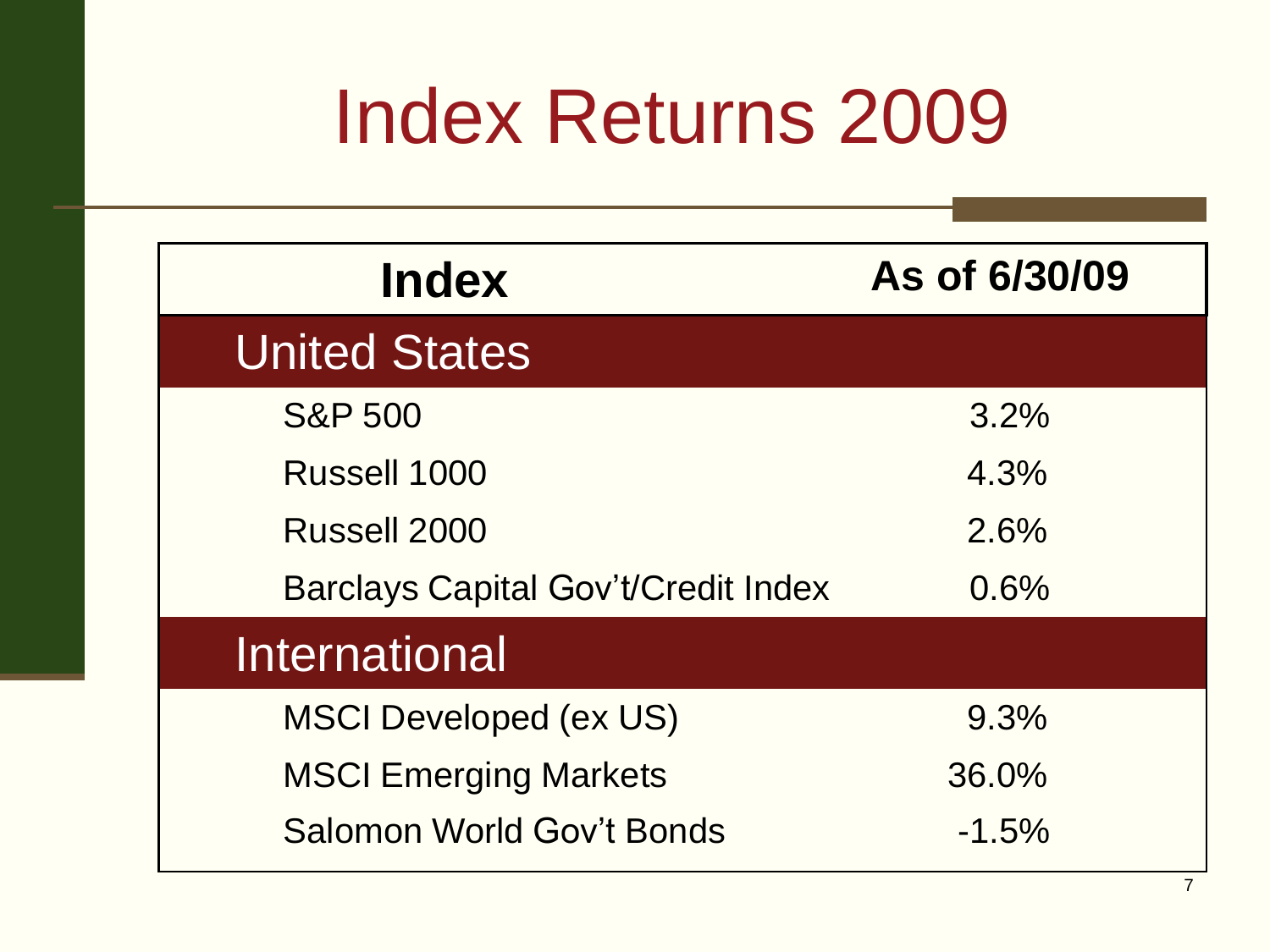# Index Returns 2009

| Index | As of 6/30/09 |
|---|---|
| **United States** | |
| S&P 500 | 3.2% |
| Russell 1000 | 4.3% |
| Russell 2000 | 2.6% |
| Barclays Capital Gov't/Credit Index | 0.6% |
| **International** | |
| MSCI Developed (ex US) | 9.3% |
| MSCI Emerging Markets | 36.0% |
| Salomon World Gov't Bonds | -1.5% |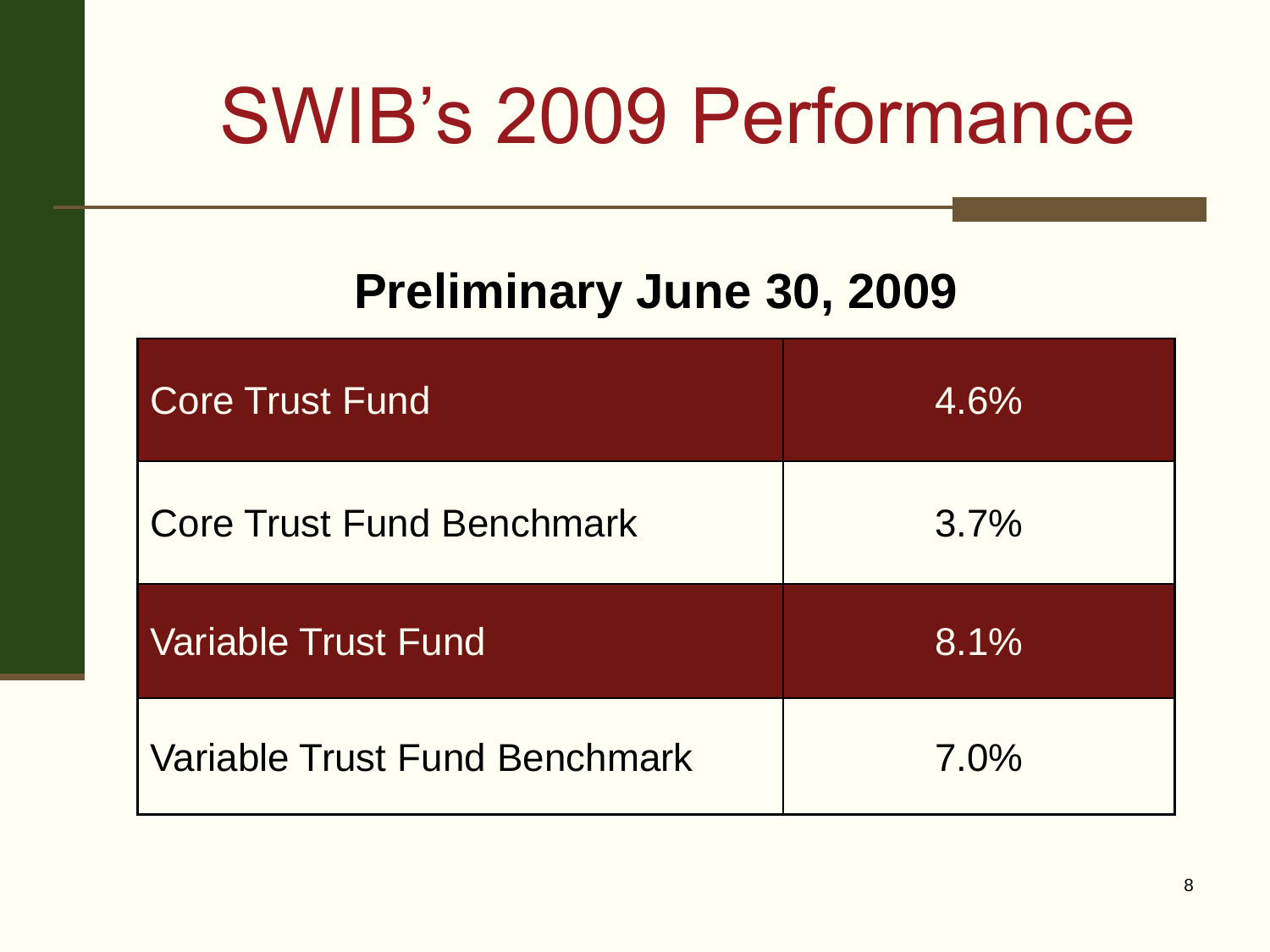# SWIB's 2009 Performance

## Preliminary June 30, 2009

| | |
|---|---|
| Core Trust Fund | 4.6% |
| Core Trust Fund Benchmark | 3.7% |
| Variable Trust Fund | 8.1% |
| Variable Trust Fund Benchmark | 7.0% |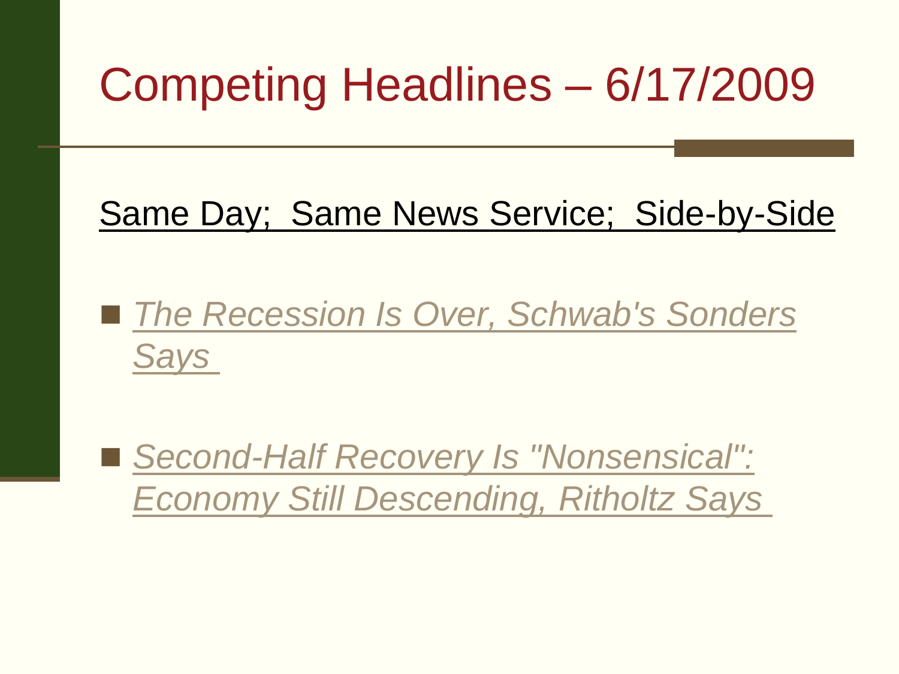# Competing Headlines – 6/17/2009

Same Day;  Same News Service;  Side-by-Side

- *The Recession Is Over, Schwab's Sonders Says*
- *Second-Half Recovery Is "Nonsensical": Economy Still Descending, Ritholtz Says*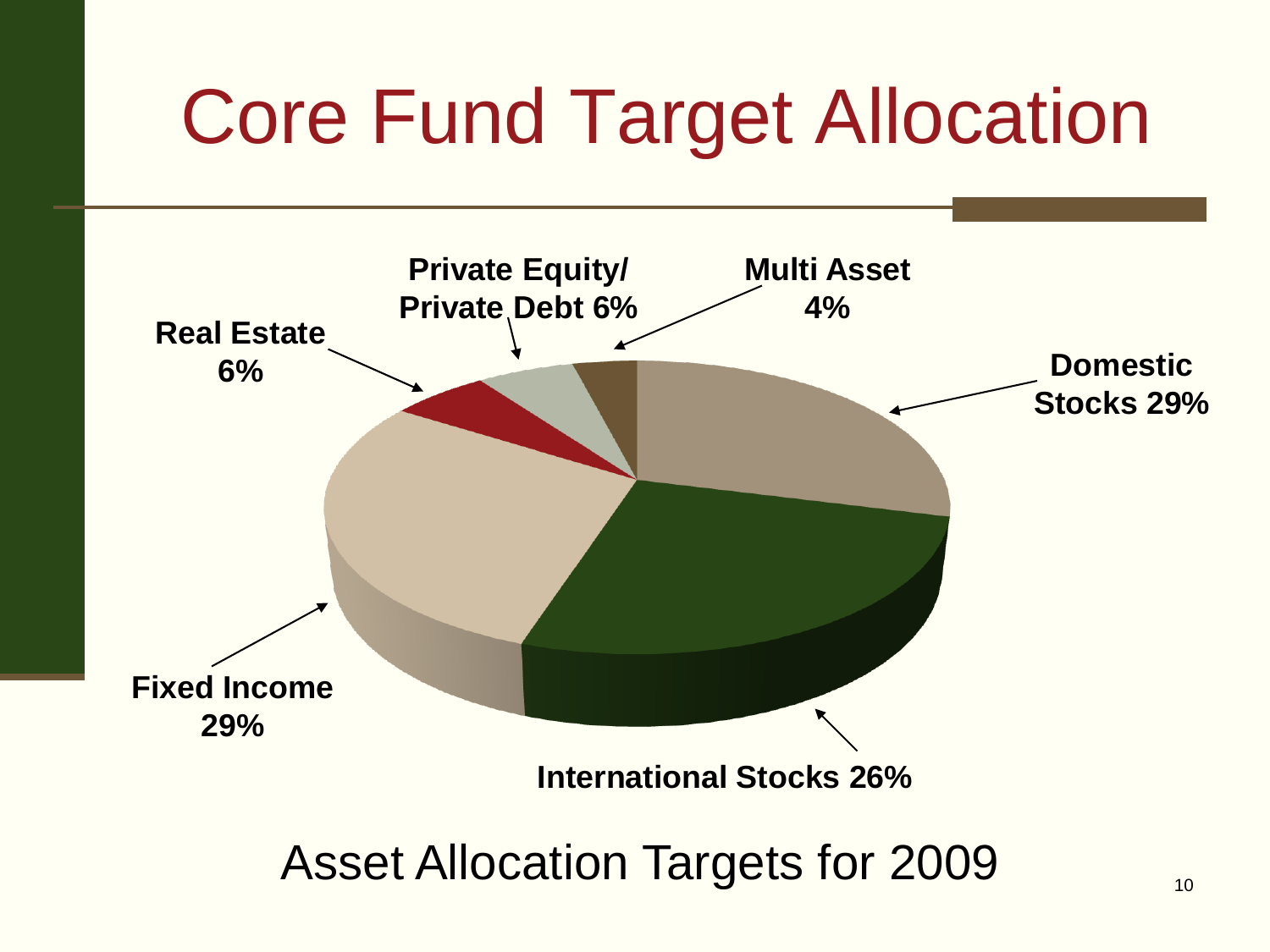# Core Fund Target Allocation

- Domestic Stocks 29%
- International Stocks 26%
- Fixed Income 29%
- Real Estate 6%
- Private Equity/Private Debt 6%
- Multi Asset 4%

Asset Allocation Targets for 2009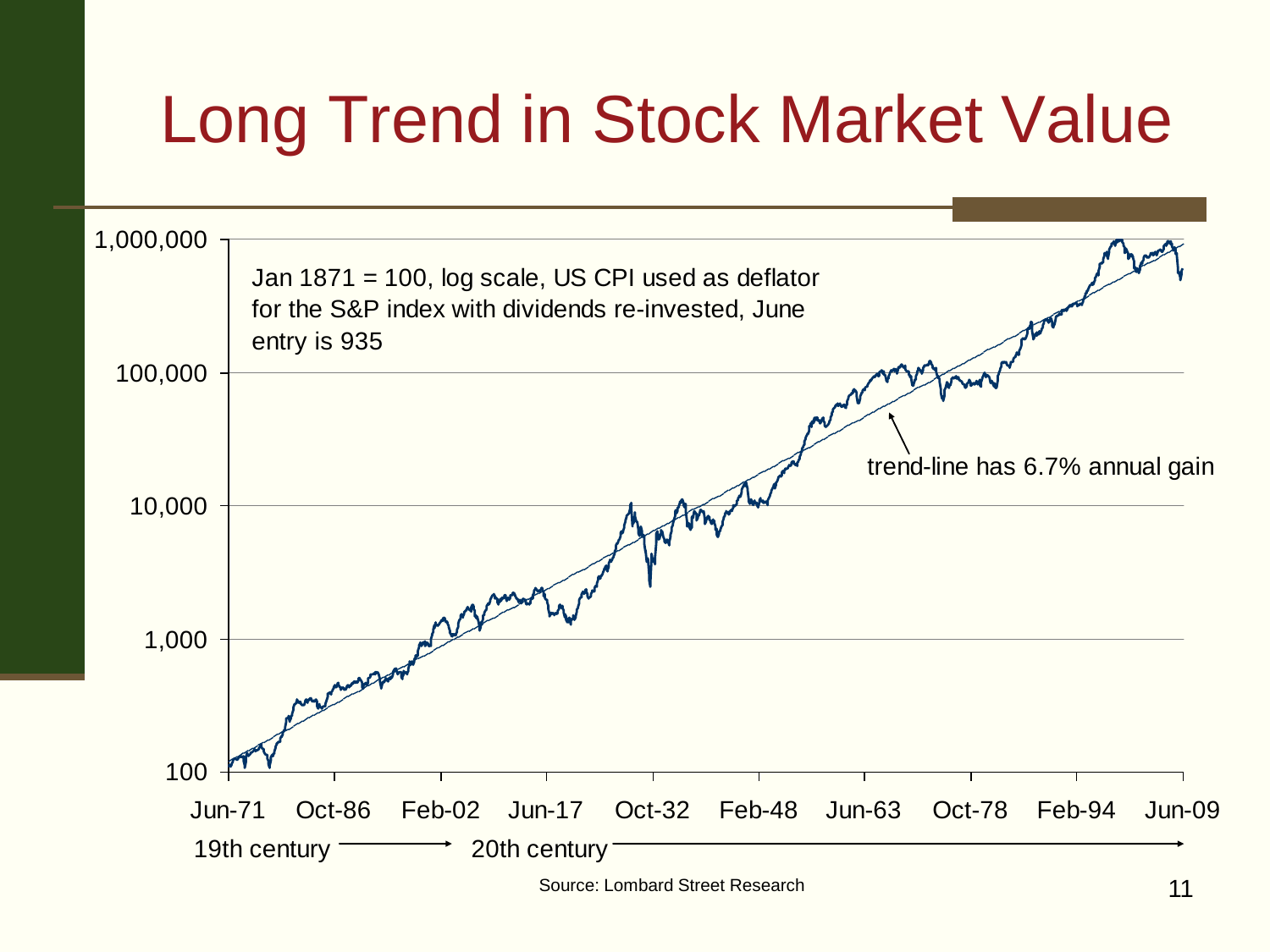# Long Trend in Stock Market Value

Jan 1871 = 100, log scale, US CPI used as deflator for the S&P index with dividends re-invested, June entry is 935

trend-line has 6.7% annual gain

1,000,000
100,000
10,000
1,000
100

Jun-71 Oct-86 Feb-02 Jun-17 Oct-32 Feb-48 Jun-63 Oct-78 Feb-94 Jun-09

19th century → 20th century →

Source: Lombard Street Research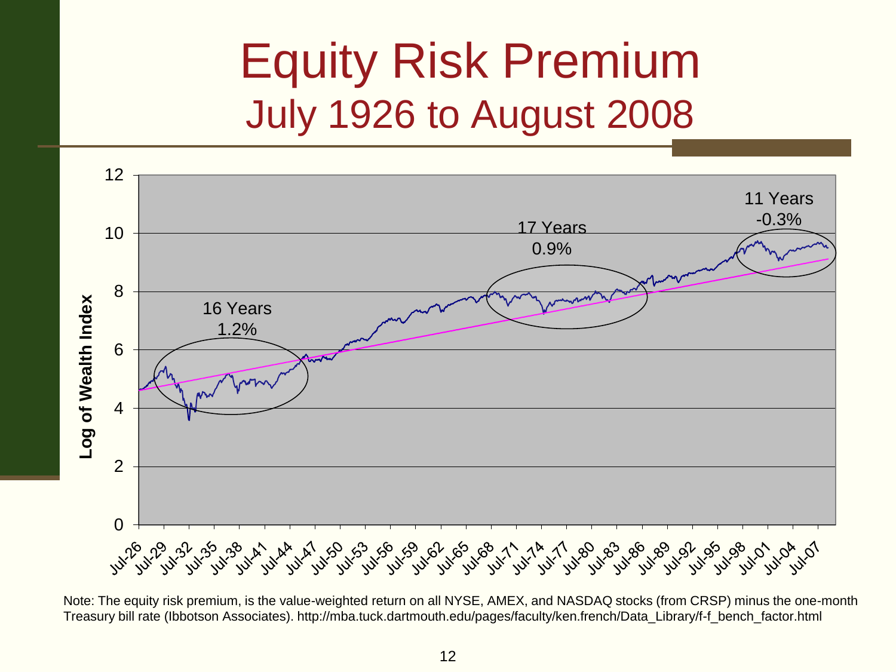# Equity Risk Premium

## July 1926 to August 2008

Log of Wealth Index

16 Years
1.2%

17 Years
0.9%

11 Years
-0.3%

Note: The equity risk premium, is the value-weighted return on all NYSE, AMEX, and NASDAQ stocks (from CRSP) minus the one-month Treasury bill rate (Ibbotson Associates). http://mba.tuck.dartmouth.edu/pages/faculty/ken.french/Data_Library/f-f_bench_factor.html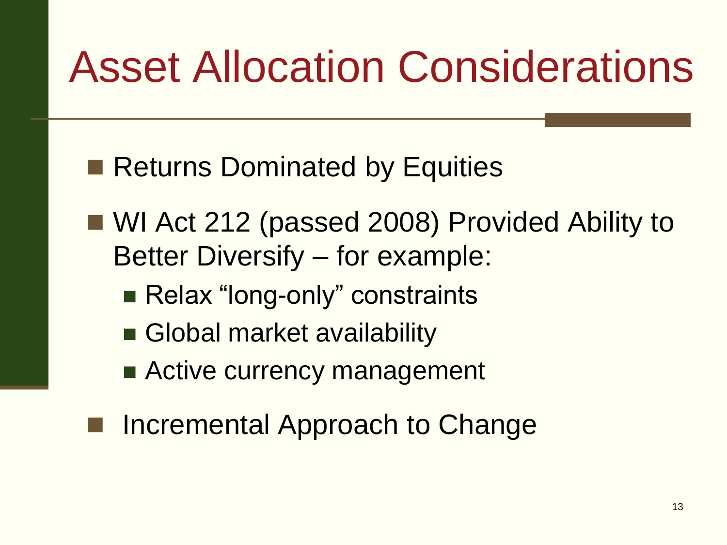# Asset Allocation Considerations

- Returns Dominated by Equities
- WI Act 212 (passed 2008) Provided Ability to Better Diversify – for example:
  - Relax “long-only” constraints
  - Global market availability
  - Active currency management
- Incremental Approach to Change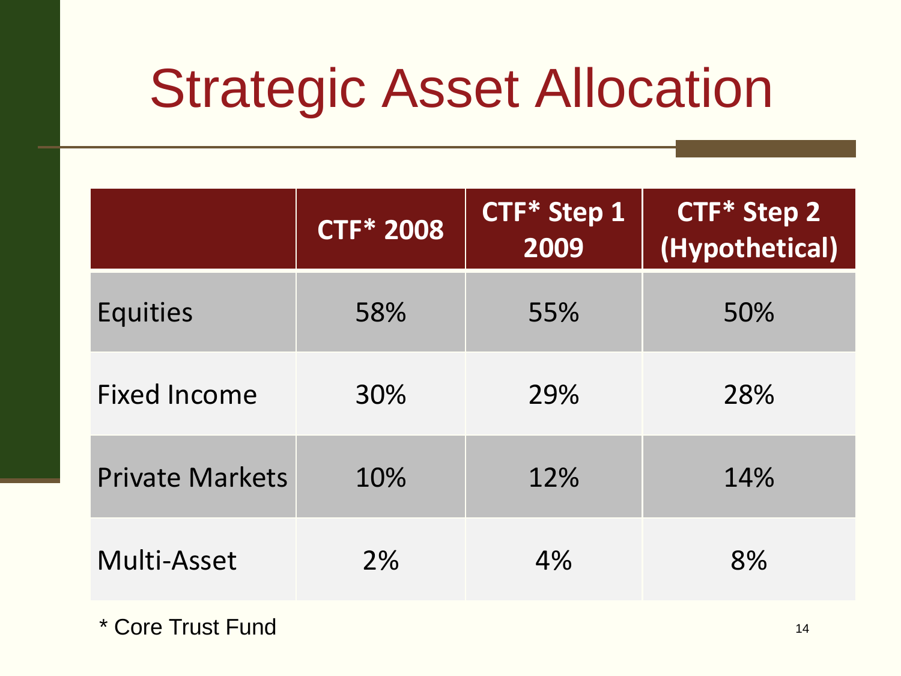# Strategic Asset Allocation

| | CTF* 2008 | CTF* Step 1 2009 | CTF* Step 2 (Hypothetical) |
|---|---|---|---|
| Equities | 58% | 55% | 50% |
| Fixed Income | 30% | 29% | 28% |
| Private Markets | 10% | 12% | 14% |
| Multi-Asset | 2% | 4% | 8% |

* Core Trust Fund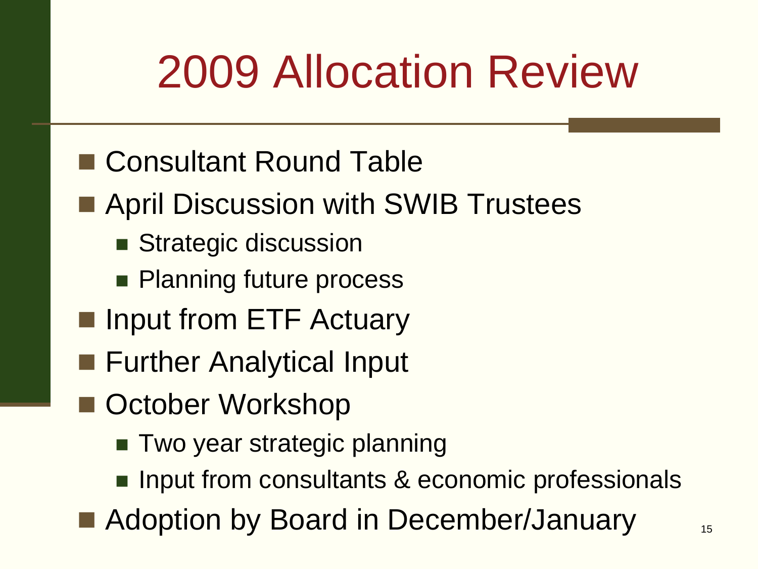# 2009 Allocation Review

- Consultant Round Table
- April Discussion with SWIB Trustees
  - Strategic discussion
  - Planning future process
- Input from ETF Actuary
- Further Analytical Input
- October Workshop
  - Two year strategic planning
  - Input from consultants & economic professionals
- Adoption by Board in December/January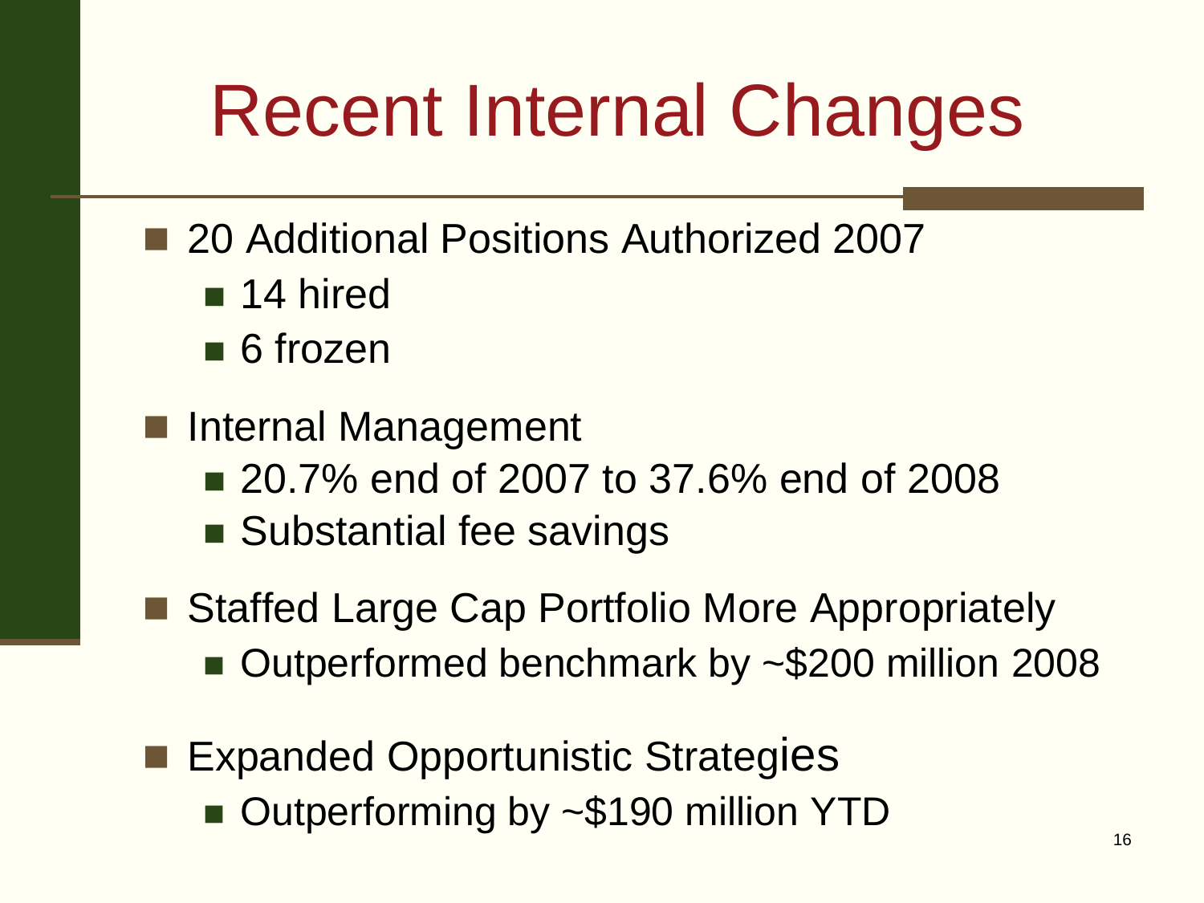# Recent Internal Changes

- 20 Additional Positions Authorized 2007
  - 14 hired
  - 6 frozen
- Internal Management
  - 20.7% end of 2007 to 37.6% end of 2008
  - Substantial fee savings
- Staffed Large Cap Portfolio More Appropriately
  - Outperformed benchmark by ~$200 million 2008
- Expanded Opportunistic Strategies
  - Outperforming by ~$190 million YTD